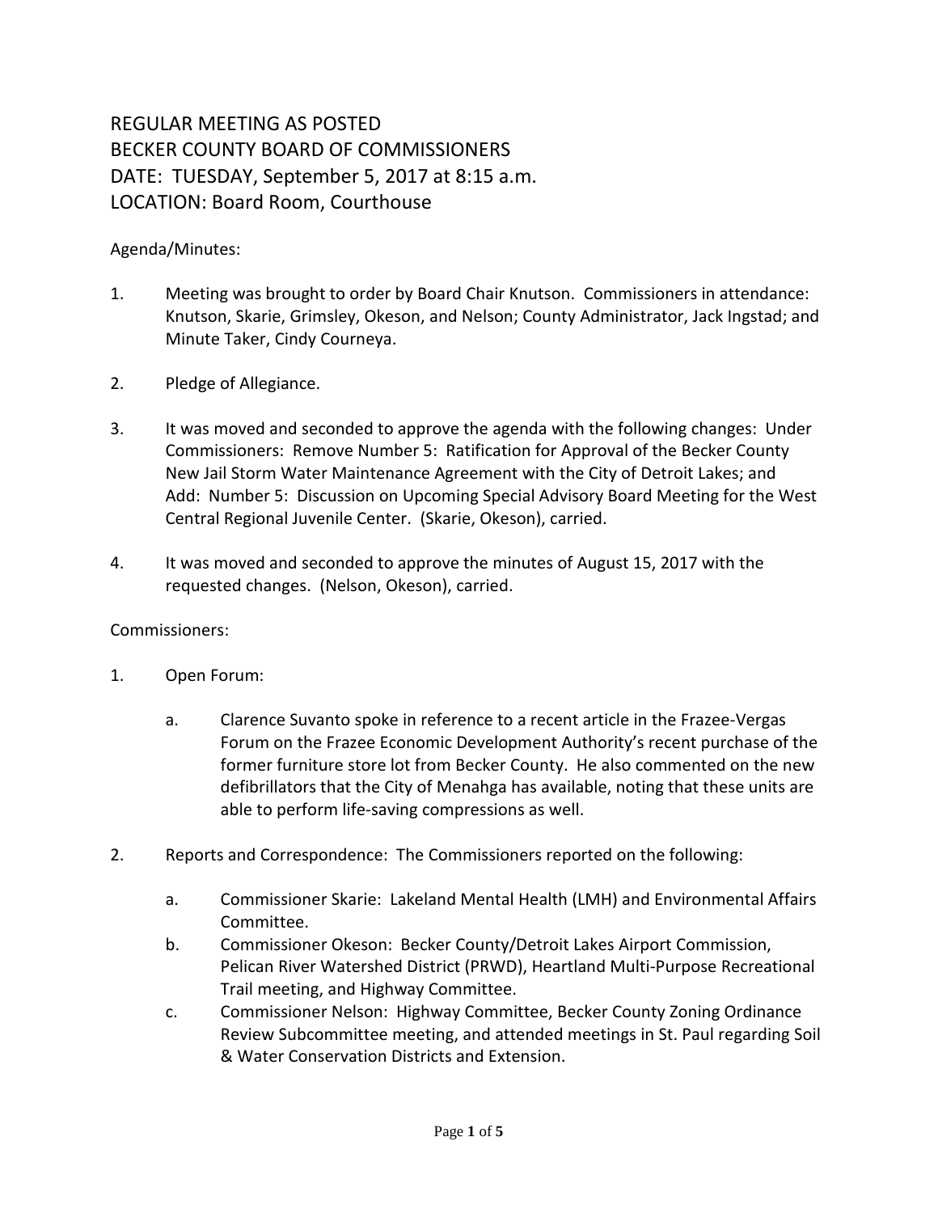REGULAR MEETING AS POSTED
BECKER COUNTY BOARD OF COMMISSIONERS
DATE: TUESDAY, September 5, 2017 at 8:15 a.m.
LOCATION: Board Room, Courthouse

Agenda/Minutes:

1. Meeting was brought to order by Board Chair Knutson. Commissioners in attendance: Knutson, Skarie, Grimsley, Okeson, and Nelson; County Administrator, Jack Ingstad; and Minute Taker, Cindy Courneya.

2. Pledge of Allegiance.

3. It was moved and seconded to approve the agenda with the following changes: Under Commissioners: Remove Number 5: Ratification for Approval of the Becker County New Jail Storm Water Maintenance Agreement with the City of Detroit Lakes; and Add: Number 5: Discussion on Upcoming Special Advisory Board Meeting for the West Central Regional Juvenile Center. (Skarie, Okeson), carried.

4. It was moved and seconded to approve the minutes of August 15, 2017 with the requested changes. (Nelson, Okeson), carried.

Commissioners:

1. Open Forum:

   a. Clarence Suvanto spoke in reference to a recent article in the Frazee-Vergas Forum on the Frazee Economic Development Authority's recent purchase of the former furniture store lot from Becker County. He also commented on the new defibrillators that the City of Menahga has available, noting that these units are able to perform life-saving compressions as well.

2. Reports and Correspondence: The Commissioners reported on the following:

   a. Commissioner Skarie: Lakeland Mental Health (LMH) and Environmental Affairs Committee.
   b. Commissioner Okeson: Becker County/Detroit Lakes Airport Commission, Pelican River Watershed District (PRWD), Heartland Multi-Purpose Recreational Trail meeting, and Highway Committee.
   c. Commissioner Nelson: Highway Committee, Becker County Zoning Ordinance Review Subcommittee meeting, and attended meetings in St. Paul regarding Soil & Water Conservation Districts and Extension.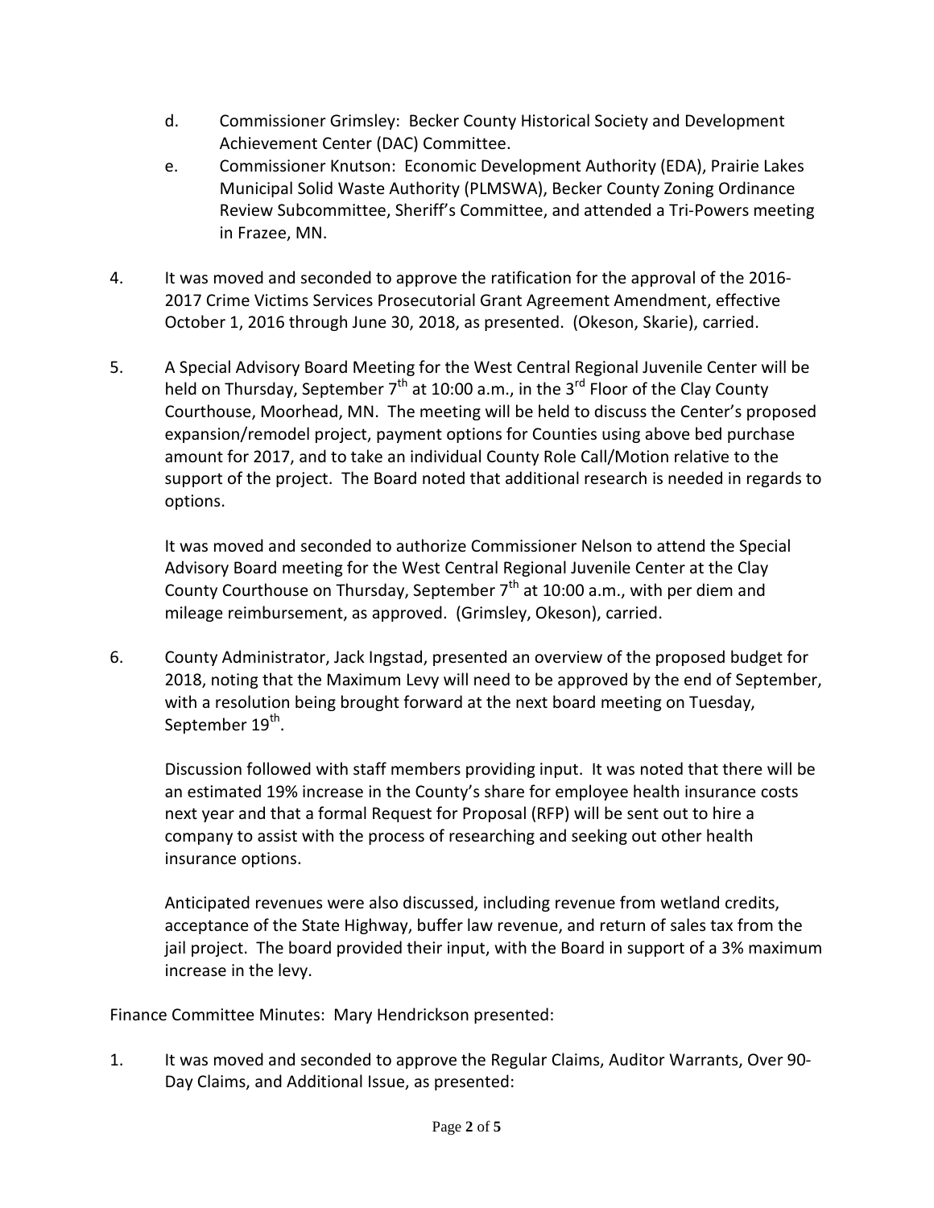d. Commissioner Grimsley: Becker County Historical Society and Development Achievement Center (DAC) Committee.

e. Commissioner Knutson: Economic Development Authority (EDA), Prairie Lakes Municipal Solid Waste Authority (PLMSWA), Becker County Zoning Ordinance Review Subcommittee, Sheriff's Committee, and attended a Tri-Powers meeting in Frazee, MN.

4. It was moved and seconded to approve the ratification for the approval of the 2016-2017 Crime Victims Services Prosecutorial Grant Agreement Amendment, effective October 1, 2016 through June 30, 2018, as presented. (Okeson, Skarie), carried.

5. A Special Advisory Board Meeting for the West Central Regional Juvenile Center will be held on Thursday, September 7th at 10:00 a.m., in the 3rd Floor of the Clay County Courthouse, Moorhead, MN. The meeting will be held to discuss the Center's proposed expansion/remodel project, payment options for Counties using above bed purchase amount for 2017, and to take an individual County Role Call/Motion relative to the support of the project. The Board noted that additional research is needed in regards to options.

   It was moved and seconded to authorize Commissioner Nelson to attend the Special Advisory Board meeting for the West Central Regional Juvenile Center at the Clay County Courthouse on Thursday, September 7th at 10:00 a.m., with per diem and mileage reimbursement, as approved. (Grimsley, Okeson), carried.

6. County Administrator, Jack Ingstad, presented an overview of the proposed budget for 2018, noting that the Maximum Levy will need to be approved by the end of September, with a resolution being brought forward at the next board meeting on Tuesday, September 19th.

   Discussion followed with staff members providing input. It was noted that there will be an estimated 19% increase in the County's share for employee health insurance costs next year and that a formal Request for Proposal (RFP) will be sent out to hire a company to assist with the process of researching and seeking out other health insurance options.

   Anticipated revenues were also discussed, including revenue from wetland credits, acceptance of the State Highway, buffer law revenue, and return of sales tax from the jail project. The board provided their input, with the Board in support of a 3% maximum increase in the levy.

Finance Committee Minutes: Mary Hendrickson presented:

1. It was moved and seconded to approve the Regular Claims, Auditor Warrants, Over 90-Day Claims, and Additional Issue, as presented: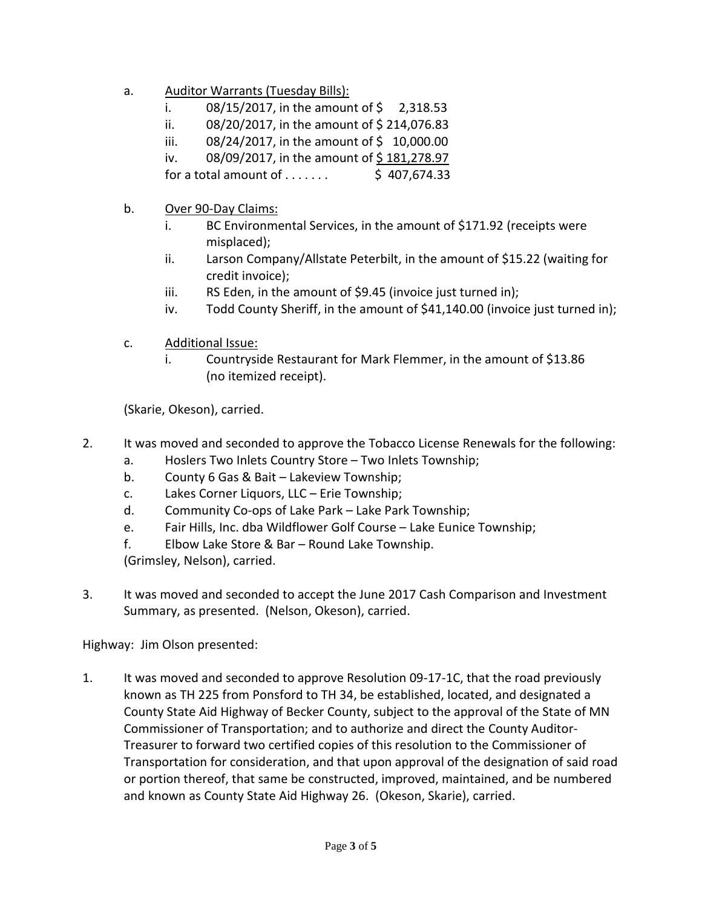a. Auditor Warrants (Tuesday Bills):
   - i. 08/15/2017, in the amount of \$ 2,318.53
   - ii. 08/20/2017, in the amount of \$ 214,076.83
   - iii. 08/24/2017, in the amount of \$ 10,000.00
   - iv. 08/09/2017, in the amount of <u>\$ 181,278.97</u>

   for a total amount of . . . . . . . \$ 407,674.33

b. Over 90-Day Claims:
   - i. BC Environmental Services, in the amount of \$171.92 (receipts were misplaced);
   - ii. Larson Company/Allstate Peterbilt, in the amount of \$15.22 (waiting for credit invoice);
   - iii. RS Eden, in the amount of \$9.45 (invoice just turned in);
   - iv. Todd County Sheriff, in the amount of \$41,140.00 (invoice just turned in);

c. Additional Issue:
   - i. Countryside Restaurant for Mark Flemmer, in the amount of \$13.86 (no itemized receipt).

(Skarie, Okeson), carried.

2. It was moved and seconded to approve the Tobacco License Renewals for the following:
   - a. Hoslers Two Inlets Country Store – Two Inlets Township;
   - b. County 6 Gas & Bait – Lakeview Township;
   - c. Lakes Corner Liquors, LLC – Erie Township;
   - d. Community Co-ops of Lake Park – Lake Park Township;
   - e. Fair Hills, Inc. dba Wildflower Golf Course – Lake Eunice Township;
   - f. Elbow Lake Store & Bar – Round Lake Township.

   (Grimsley, Nelson), carried.

3. It was moved and seconded to accept the June 2017 Cash Comparison and Investment Summary, as presented. (Nelson, Okeson), carried.

Highway: Jim Olson presented:

1. It was moved and seconded to approve Resolution 09-17-1C, that the road previously known as TH 225 from Ponsford to TH 34, be established, located, and designated a County State Aid Highway of Becker County, subject to the approval of the State of MN Commissioner of Transportation; and to authorize and direct the County Auditor-Treasurer to forward two certified copies of this resolution to the Commissioner of Transportation for consideration, and that upon approval of the designation of said road or portion thereof, that same be constructed, improved, maintained, and be numbered and known as County State Aid Highway 26. (Okeson, Skarie), carried.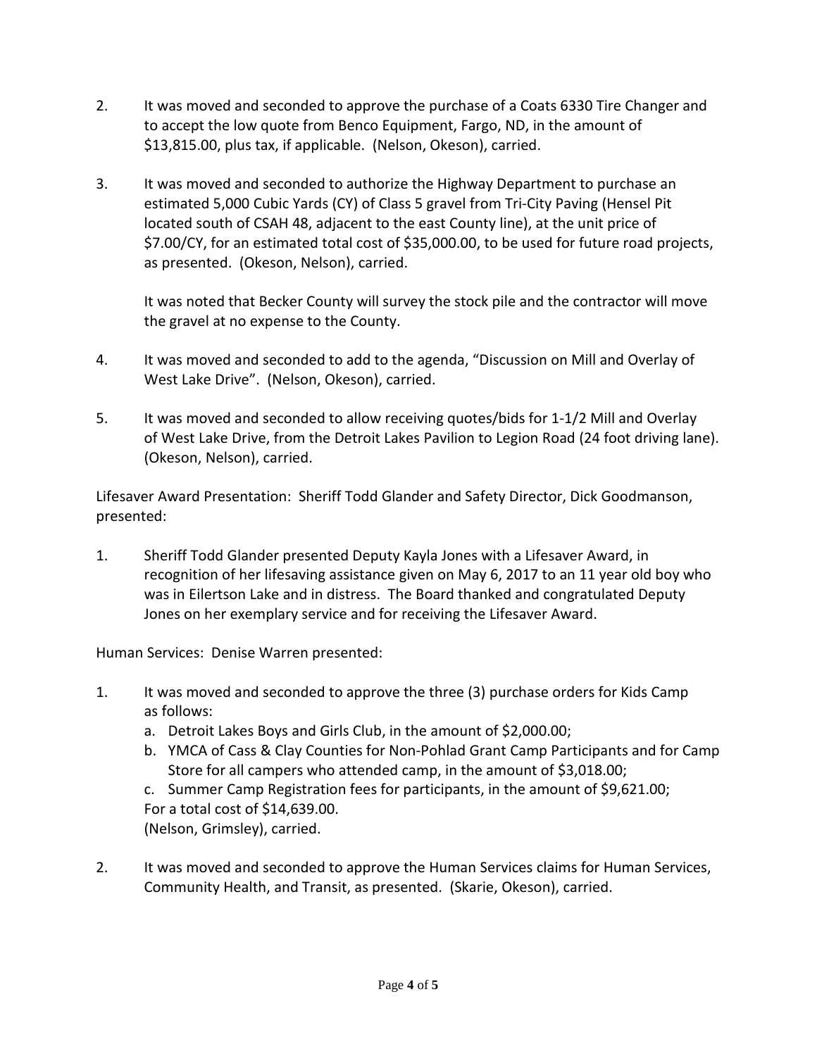2. It was moved and seconded to approve the purchase of a Coats 6330 Tire Changer and to accept the low quote from Benco Equipment, Fargo, ND, in the amount of $13,815.00, plus tax, if applicable. (Nelson, Okeson), carried.

3. It was moved and seconded to authorize the Highway Department to purchase an estimated 5,000 Cubic Yards (CY) of Class 5 gravel from Tri-City Paving (Hensel Pit located south of CSAH 48, adjacent to the east County line), at the unit price of $7.00/CY, for an estimated total cost of $35,000.00, to be used for future road projects, as presented. (Okeson, Nelson), carried.

   It was noted that Becker County will survey the stock pile and the contractor will move the gravel at no expense to the County.

4. It was moved and seconded to add to the agenda, "Discussion on Mill and Overlay of West Lake Drive". (Nelson, Okeson), carried.

5. It was moved and seconded to allow receiving quotes/bids for 1-1/2 Mill and Overlay of West Lake Drive, from the Detroit Lakes Pavilion to Legion Road (24 foot driving lane). (Okeson, Nelson), carried.

Lifesaver Award Presentation: Sheriff Todd Glander and Safety Director, Dick Goodmanson, presented:

1. Sheriff Todd Glander presented Deputy Kayla Jones with a Lifesaver Award, in recognition of her lifesaving assistance given on May 6, 2017 to an 11 year old boy who was in Eilertson Lake and in distress. The Board thanked and congratulated Deputy Jones on her exemplary service and for receiving the Lifesaver Award.

Human Services: Denise Warren presented:

1. It was moved and seconded to approve the three (3) purchase orders for Kids Camp as follows:
   a. Detroit Lakes Boys and Girls Club, in the amount of $2,000.00;
   b. YMCA of Cass & Clay Counties for Non-Pohlad Grant Camp Participants and for Camp Store for all campers who attended camp, in the amount of $3,018.00;
   c. Summer Camp Registration fees for participants, in the amount of $9,621.00;

   For a total cost of $14,639.00.
   (Nelson, Grimsley), carried.

2. It was moved and seconded to approve the Human Services claims for Human Services, Community Health, and Transit, as presented. (Skarie, Okeson), carried.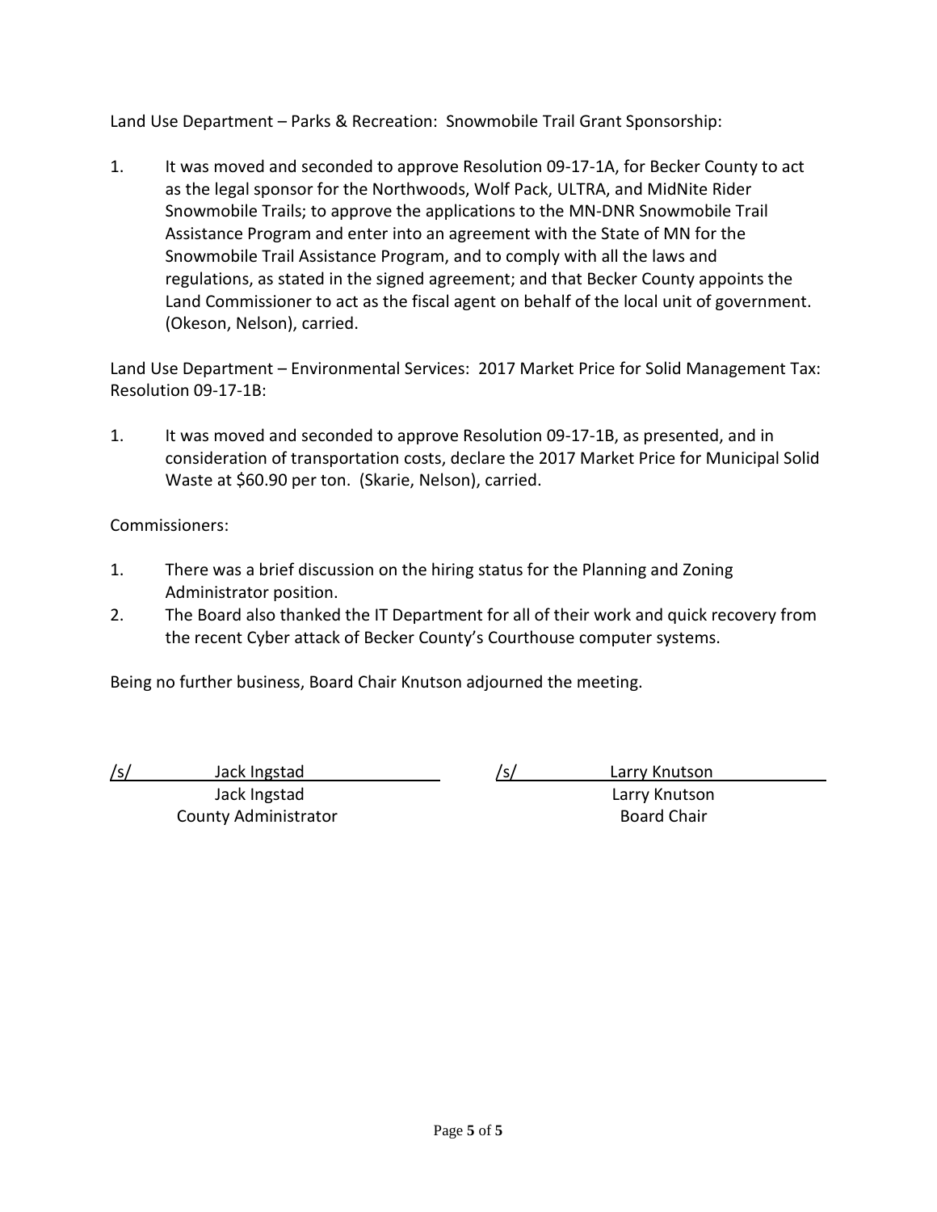Land Use Department – Parks & Recreation: Snowmobile Trail Grant Sponsorship:

1. It was moved and seconded to approve Resolution 09-17-1A, for Becker County to act as the legal sponsor for the Northwoods, Wolf Pack, ULTRA, and MidNite Rider Snowmobile Trails; to approve the applications to the MN-DNR Snowmobile Trail Assistance Program and enter into an agreement with the State of MN for the Snowmobile Trail Assistance Program, and to comply with all the laws and regulations, as stated in the signed agreement; and that Becker County appoints the Land Commissioner to act as the fiscal agent on behalf of the local unit of government. (Okeson, Nelson), carried.

Land Use Department – Environmental Services: 2017 Market Price for Solid Management Tax: Resolution 09-17-1B:

1. It was moved and seconded to approve Resolution 09-17-1B, as presented, and in consideration of transportation costs, declare the 2017 Market Price for Municipal Solid Waste at $60.90 per ton. (Skarie, Nelson), carried.

Commissioners:

1. There was a brief discussion on the hiring status for the Planning and Zoning Administrator position.
2. The Board also thanked the IT Department for all of their work and quick recovery from the recent Cyber attack of Becker County's Courthouse computer systems.

Being no further business, Board Chair Knutson adjourned the meeting.

/s/ Jack Ingstad
Jack Ingstad
County Administrator

/s/ Larry Knutson
Larry Knutson
Board Chair